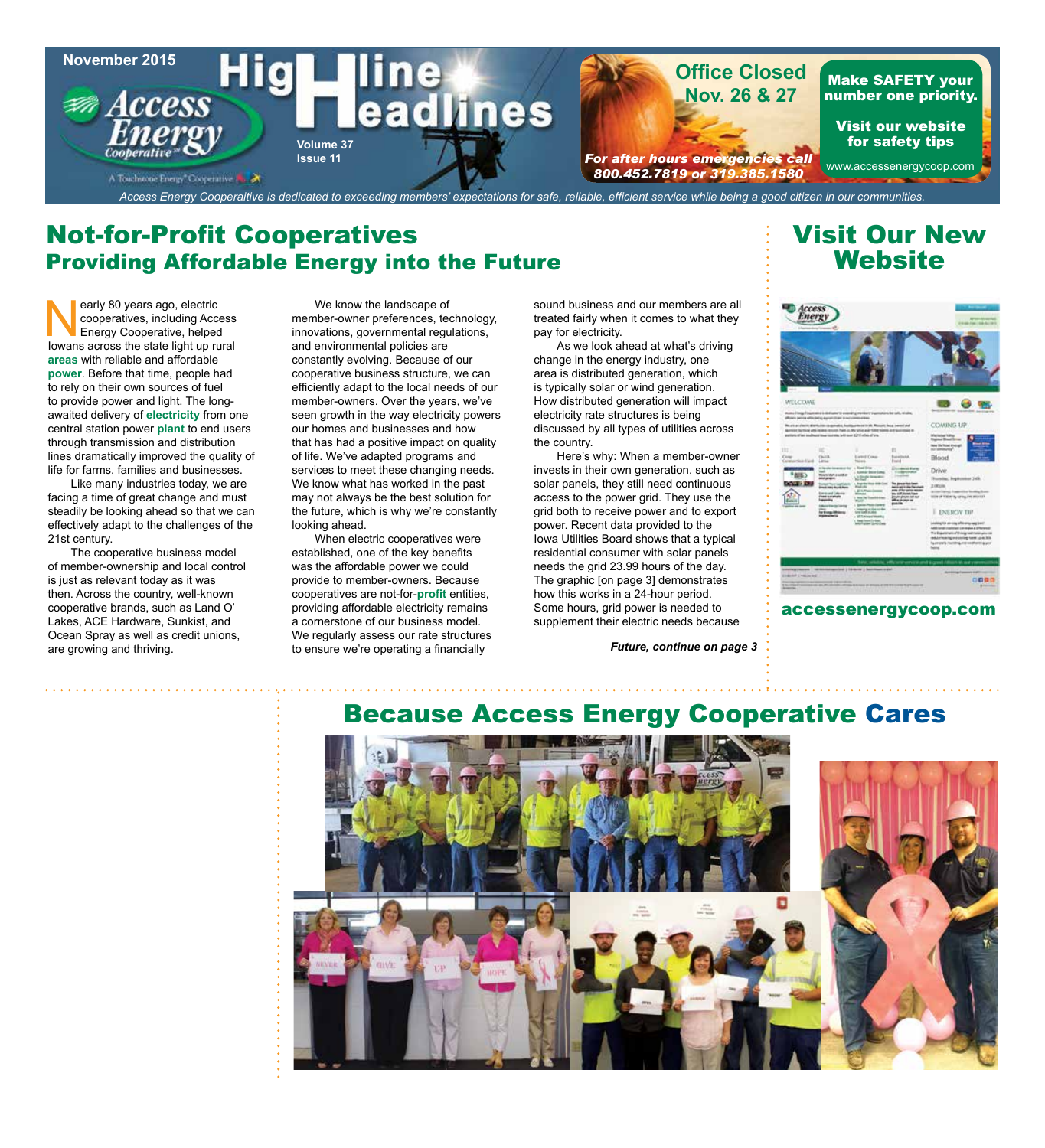November 2015

# High Line Headlines

Volume 37
Issue 11

Office Closed Nov. 26 & 27

*For after hours emergencies call 800.452.7819 or 319.385.1580*

**Make SAFETY your number one priority.**

**Visit our website for safety tips**

www.accessenergycoop.com

*Access Energy Cooperaitive is dedicated to exceeding members' expectations for safe, reliable, efficient service while being a good citizen in our communities.*

## Not-for-Profit Cooperatives
### Providing Affordable Energy into the Future

Nearly 80 years ago, electric cooperatives, including Access Energy Cooperative, helped Iowans across the state light up rural **areas** with reliable and affordable **power**. Before that time, people had to rely on their own sources of fuel to provide power and light. The long-awaited delivery of **electricity** from one central station power **plant** to end users through transmission and distribution lines dramatically improved the quality of life for farms, families and businesses.

Like many industries today, we are facing a time of great change and must steadily be looking ahead so that we can effectively adapt to the challenges of the 21st century.

The cooperative business model of member-ownership and local control is just as relevant today as it was then. Across the country, well-known cooperative brands, such as Land O' Lakes, ACE Hardware, Sunkist, and Ocean Spray as well as credit unions, are growing and thriving.

We know the landscape of member-owner preferences, technology, innovations, governmental regulations, and environmental policies are constantly evolving. Because of our cooperative business structure, we can efficiently adapt to the local needs of our member-owners. Over the years, we've seen growth in the way electricity powers our homes and businesses and how that has had a positive impact on quality of life. We've adapted programs and services to meet these changing needs. We know what has worked in the past may not always be the best solution for the future, which is why we're constantly looking ahead.

When electric cooperatives were established, one of the key benefits was the affordable power we could provide to member-owners. Because cooperatives are not-for-**profit** entities, providing affordable electricity remains a cornerstone of our business model. We regularly assess our rate structures to ensure we're operating a financially sound business and our members are all treated fairly when it comes to what they pay for electricity.

As we look ahead at what's driving change in the energy industry, one area is distributed generation, which is typically solar or wind generation. How distributed generation will impact electricity rate structures is being discussed by all types of utilities across the country.

Here's why: When a member-owner invests in their own generation, such as solar panels, they still need continuous access to the power grid. They use the grid both to receive power and to export power. Recent data provided to the Iowa Utilities Board shows that a typical residential consumer with solar panels needs the grid 23.99 hours of the day. The graphic [on page 3] demonstrates how this works in a 24-hour period. Some hours, grid power is needed to supplement their electric needs because

***Future, continue on page 3***

## Visit Our New Website

**accessenergycoop.com**

## Because Access Energy Cooperative Cares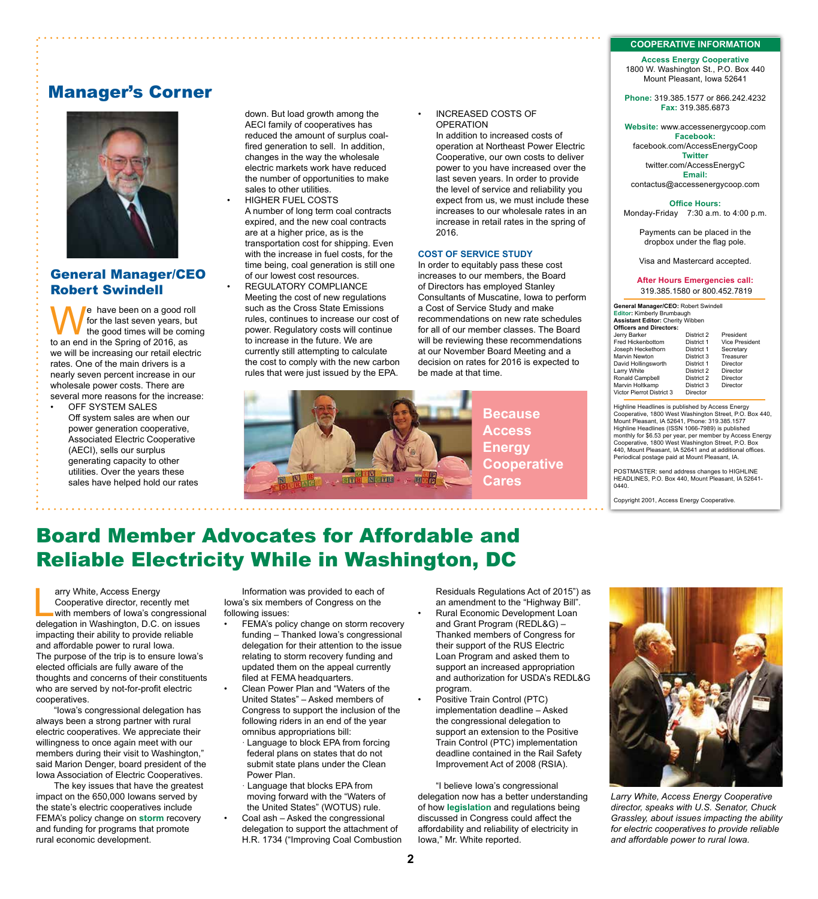# Manager's Corner

## General Manager/CEO Robert Swindell

We have been on a good roll for the last seven years, but the good times will be coming to an end in the Spring of 2016, as we will be increasing our retail electric rates. One of the main drivers is a nearly seven percent increase in our wholesale power costs. There are several more reasons for the increase:

- OFF SYSTEM SALES
  Off system sales are when our power generation cooperative, Associated Electric Cooperative (AECI), sells our surplus generating capacity to other utilities. Over the years these sales have helped hold our rates down. But load growth among the AECI family of cooperatives has reduced the amount of surplus coal-fired generation to sell. In addition, changes in the way the wholesale electric markets work have reduced the number of opportunities to make sales to other utilities.
- HIGHER FUEL COSTS
  A number of long term coal contracts expired, and the new coal contracts are at a higher price, as is the transportation cost for shipping. Even with the increase in fuel costs, for the time being, coal generation is still one of our lowest cost resources.
- REGULATORY COMPLIANCE
  Meeting the cost of new regulations such as the Cross State Emissions rules, continues to increase our cost of power. Regulatory costs will continue to increase in the future. We are currently still attempting to calculate the cost to comply with the new carbon rules that were just issued by the EPA.
- INCREASED COSTS OF OPERATION
  In addition to increased costs of operation at Northeast Power Electric Cooperative, our own costs to deliver power to you have increased over the last seven years. In order to provide the level of service and reliability you expect from us, we must include these increases to our wholesale rates in an increase in retail rates in the spring of 2016.

### COST OF SERVICE STUDY

In order to equitably pass these cost increases to our members, the Board of Directors has employed Stanley Consultants of Muscatine, Iowa to perform a Cost of Service Study and make recommendations on new rate schedules for all of our member classes. The Board will be reviewing these recommendations at our November Board Meeting and a decision on rates for 2016 is expected to be made at that time.

**Because Access Energy Cooperative Cares**

## COOPERATIVE INFORMATION

**Access Energy Cooperative**
1800 W. Washington St., P.O. Box 440
Mount Pleasant, Iowa 52641

**Phone:** 319.385.1577 or 866.242.4232
**Fax:** 319.385.6873

**Website:** www.accessenergycoop.com
**Facebook:** facebook.com/AccessEnergyCoop
**Twitter** twitter.com/AccessEnergyC
**Email:** contactus@accessenergycoop.com

**Office Hours:**
Monday-Friday 7:30 a.m. to 4:00 p.m.

Payments can be placed in the dropbox under the flag pole.

Visa and Mastercard accepted.

**After Hours Emergencies call:**
319.385.1580 or 800.452.7819

**General Manager/CEO:** Robert Swindell
**Editor:** Kimberly Brumbaugh
**Assistant Editor:** Cherity Wibben
**Officers and Directors:**

| Name | District | Title |
|---|---|---|
| Jerry Barker | District 2 | President |
| Fred Hickenbottom | District 1 | Vice President |
| Joseph Heckethorn | District 1 | Secretary |
| Marvin Newton | District 3 | Treasurer |
| David Hollingsworth | District 1 | Director |
| Larry White | District 2 | Director |
| Ronald Campbell | District 2 | Director |
| Marvin Holtkamp | District 3 | Director |
| Victor Pierrot | District 3 | Director |

Highline Headlines is published by Access Energy Cooperative, 1800 West Washington Street, P.O. Box 440, Mount Pleasant, IA 52641, Phone: 319.385.1577 Highline Headlines (ISSN 1066-7989) is published monthly for $6.53 per year, per member by Access Energy Cooperative, 1800 West Washington Street, P.O. Box 440, Mount Pleasant, IA 52641 and at additional offices. Periodical postage paid at Mount Pleasant, IA.

POSTMASTER: send address changes to HIGHLINE HEADLINES, P.O. Box 440, Mount Pleasant, IA 52641-0440.

Copyright 2001, Access Energy Cooperative.

# Board Member Advocates for Affordable and Reliable Electricity While in Washington, DC

Larry White, Access Energy Cooperative director, recently met with members of Iowa's congressional delegation in Washington, D.C. on issues impacting their ability to provide reliable and affordable power to rural Iowa. The purpose of the trip is to ensure Iowa's elected officials are fully aware of the thoughts and concerns of their constituents who are served by not-for-profit electric cooperatives.

"Iowa's congressional delegation has always been a strong partner with rural electric cooperatives. We appreciate their willingness to once again meet with our members during their visit to Washington," said Marion Denger, board president of the Iowa Association of Electric Cooperatives.

The key issues that have the greatest impact on the 650,000 Iowans served by the state's electric cooperatives include FEMA's policy change on storm recovery and funding for programs that promote rural economic development.

Information was provided to each of Iowa's six members of Congress on the following issues:

- FEMA's policy change on storm recovery funding – Thanked Iowa's congressional delegation for their attention to the issue relating to storm recovery funding and updated them on the appeal currently filed at FEMA headquarters.
- Clean Power Plan and "Waters of the United States" – Asked members of Congress to support the inclusion of the following riders in an end of the year omnibus appropriations bill:
  - Language to block EPA from forcing federal plans on states that do not submit state plans under the Clean Power Plan.
  - Language that blocks EPA from moving forward with the "Waters of the United States" (WOTUS) rule.
- Coal ash – Asked the congressional delegation to support the attachment of H.R. 1734 ("Improving Coal Combustion Residuals Regulations Act of 2015") as an amendment to the "Highway Bill".
- Rural Economic Development Loan and Grant Program (REDL&G) – Thanked members of Congress for their support of the RUS Electric Loan Program and asked them to support an increased appropriation and authorization for USDA's REDL&G program.
- Positive Train Control (PTC) implementation deadline – Asked the congressional delegation to support an extension to the Positive Train Control (PTC) implementation deadline contained in the Rail Safety Improvement Act of 2008 (RSIA).

"I believe Iowa's congressional delegation now has a better understanding of how legislation and regulations being discussed in Congress could affect the affordability and reliability of electricity in Iowa," Mr. White reported.

*Larry White, Access Energy Cooperative director, speaks with U.S. Senator, Chuck Grassley, about issues impacting the ability for electric cooperatives to provide reliable and affordable power to rural Iowa.*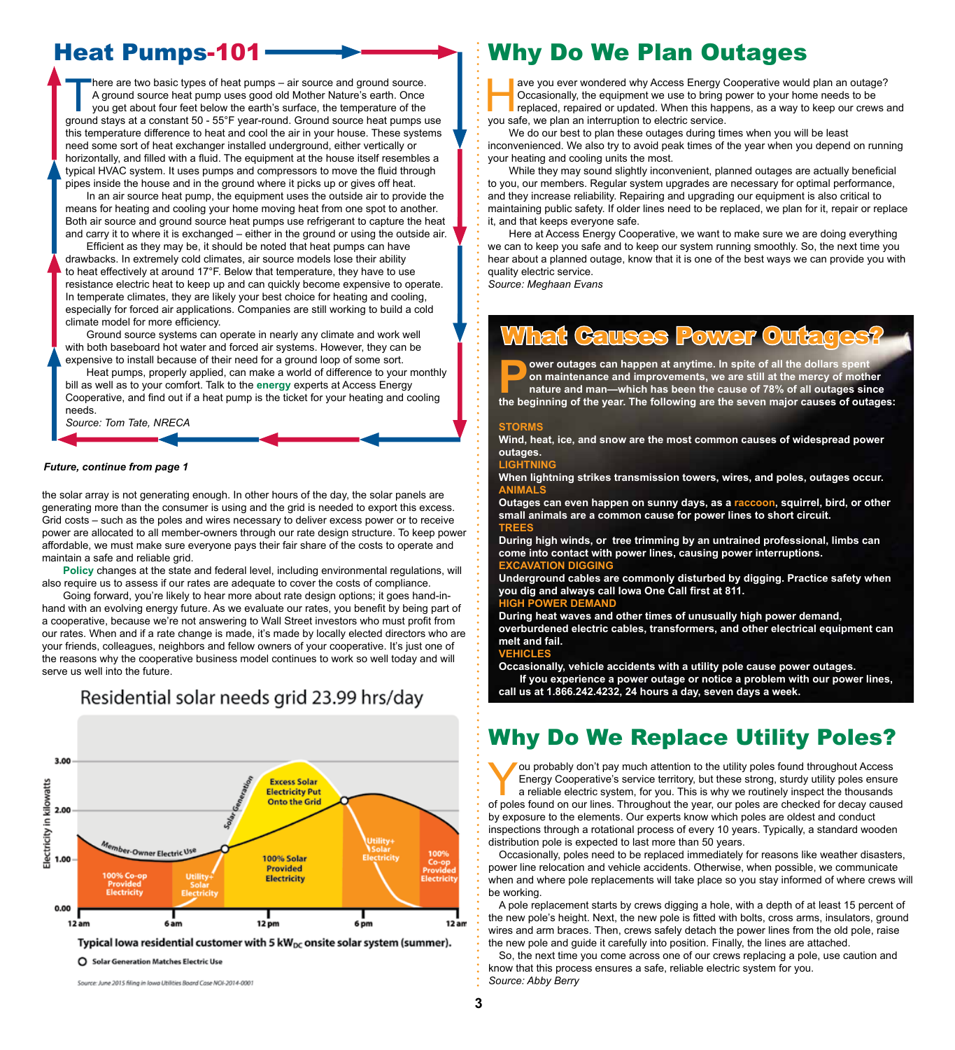# Heat Pumps-101

There are two basic types of heat pumps – air source and ground source. A ground source heat pump uses good old Mother Nature's earth. Once you get about four feet below the earth's surface, the temperature of the ground stays at a constant 50 - 55°F year-round. Ground source heat pumps use this temperature difference to heat and cool the air in your house. These systems need some sort of heat exchanger installed underground, either vertically or horizontally, and filled with a fluid. The equipment at the house itself resembles a typical HVAC system. It uses pumps and compressors to move the fluid through pipes inside the house and in the ground where it picks up or gives off heat.

In an air source heat pump, the equipment uses the outside air to provide the means for heating and cooling your home moving heat from one spot to another. Both air source and ground source heat pumps use refrigerant to capture the heat and carry it to where it is exchanged – either in the ground or using the outside air.

Efficient as they may be, it should be noted that heat pumps can have drawbacks. In extremely cold climates, air source models lose their ability to heat effectively at around 17°F. Below that temperature, they have to use resistance electric heat to keep up and can quickly become expensive to operate. In temperate climates, they are likely your best choice for heating and cooling, especially for forced air applications. Companies are still working to build a cold climate model for more efficiency.

Ground source systems can operate in nearly any climate and work well with both baseboard hot water and forced air systems. However, they can be expensive to install because of their need for a ground loop of some sort.

Heat pumps, properly applied, can make a world of difference to your monthly bill as well as to your comfort. Talk to the energy experts at Access Energy Cooperative, and find out if a heat pump is the ticket for your heating and cooling needs.

*Source: Tom Tate, NRECA*

***Future, continue from page 1***

the solar array is not generating enough. In other hours of the day, the solar panels are generating more than the consumer is using and the grid is needed to export this excess. Grid costs – such as the poles and wires necessary to deliver excess power or to receive power are allocated to all member-owners through our rate design structure. To keep power affordable, we must make sure everyone pays their fair share of the costs to operate and maintain a safe and reliable grid.

Policy changes at the state and federal level, including environmental regulations, will also require us to assess if our rates are adequate to cover the costs of compliance.

Going forward, you're likely to hear more about rate design options; it goes hand-in-hand with an evolving energy future. As we evaluate our rates, you benefit by being part of a cooperative, because we're not answering to Wall Street investors who must profit from our rates. When and if a rate change is made, it's made by locally elected directors who are your friends, colleagues, neighbors and fellow owners of your cooperative. It's just one of the reasons why the cooperative business model continues to work so well today and will serve us well into the future.

**Residential solar needs grid 23.99 hrs/day**

Electricity in kilowatts (0.00–3.00); 12 am, 6 am, 12 pm, 6 pm, 12 am

Member-Owner Electric Use; Solar Generation; Excess Solar Electricity Put Onto the Grid; 100% Co-op Provided Electricity; Utility+ Solar Electricity; 100% Solar Provided Electricity; Utility+ Solar Electricity; 100% Co-op Provided Electricity

**Typical Iowa residential customer with 5 $kW_{DC}$ onsite solar system (summer).**

○ Solar Generation Matches Electric Use

Source: June 2015 filing in Iowa Utilities Board Case NOI-2014-0001

# Why Do We Plan Outages

Have you ever wondered why Access Energy Cooperative would plan an outage? Occasionally, the equipment we use to bring power to your home needs to be replaced, repaired or updated. When this happens, as a way to keep our crews and you safe, we plan an interruption to electric service.

We do our best to plan these outages during times when you will be least inconvenienced. We also try to avoid peak times of the year when you depend on running your heating and cooling units the most.

While they may sound slightly inconvenient, planned outages are actually beneficial to you, our members. Regular system upgrades are necessary for optimal performance, and they increase reliability. Repairing and upgrading our equipment is also critical to maintaining public safety. If older lines need to be replaced, we plan for it, repair or replace it, and that keeps everyone safe.

Here at Access Energy Cooperative, we want to make sure we are doing everything we can to keep you safe and to keep our system running smoothly. So, the next time you hear about a planned outage, know that it is one of the best ways we can provide you with quality electric service.

*Source: Meghaan Evans*

# What Causes Power Outages?

**Power outages can happen at anytime. In spite of all the dollars spent on maintenance and improvements, we are still at the mercy of mother nature and man—which has been the cause of 78% of all outages since the beginning of the year. The following are the seven major causes of outages:**

**STORMS**
**Wind, heat, ice, and snow are the most common causes of widespread power outages.**

**LIGHTNING**
**When lightning strikes transmission towers, wires, and poles, outages occur.**

**ANIMALS**
**Outages can even happen on sunny days, as a raccoon, squirrel, bird, or other small animals are a common cause for power lines to short circuit.**

**TREES**
**During high winds, or tree trimming by an untrained professional, limbs can come into contact with power lines, causing power interruptions.**

**EXCAVATION DIGGING**
**Underground cables are commonly disturbed by digging. Practice safety when you dig and always call Iowa One Call first at 811.**

**HIGH POWER DEMAND**
**During heat waves and other times of unusually high power demand, overburdened electric cables, transformers, and other electrical equipment can melt and fail.**

**VEHICLES**
**Occasionally, vehicle accidents with a utility pole cause power outages.**

**If you experience a power outage or notice a problem with our power lines, call us at 1.866.242.4232, 24 hours a day, seven days a week.**

# Why Do We Replace Utility Poles?

You probably don't pay much attention to the utility poles found throughout Access Energy Cooperative's service territory, but these strong, sturdy utility poles ensure a reliable electric system, for you. This is why we routinely inspect the thousands of poles found on our lines. Throughout the year, our poles are checked for decay caused by exposure to the elements. Our experts know which poles are oldest and conduct inspections through a rotational process of every 10 years. Typically, a standard wooden distribution pole is expected to last more than 50 years.

Occasionally, poles need to be replaced immediately for reasons like weather disasters, power line relocation and vehicle accidents. Otherwise, when possible, we communicate when and where pole replacements will take place so you stay informed of where crews will be working.

A pole replacement starts by crews digging a hole, with a depth of at least 15 percent of the new pole's height. Next, the new pole is fitted with bolts, cross arms, insulators, ground wires and arm braces. Then, crews safely detach the power lines from the old pole, raise the new pole and guide it carefully into position. Finally, the lines are attached.

So, the next time you come across one of our crews replacing a pole, use caution and know that this process ensures a safe, reliable electric system for you.

*Source: Abby Berry*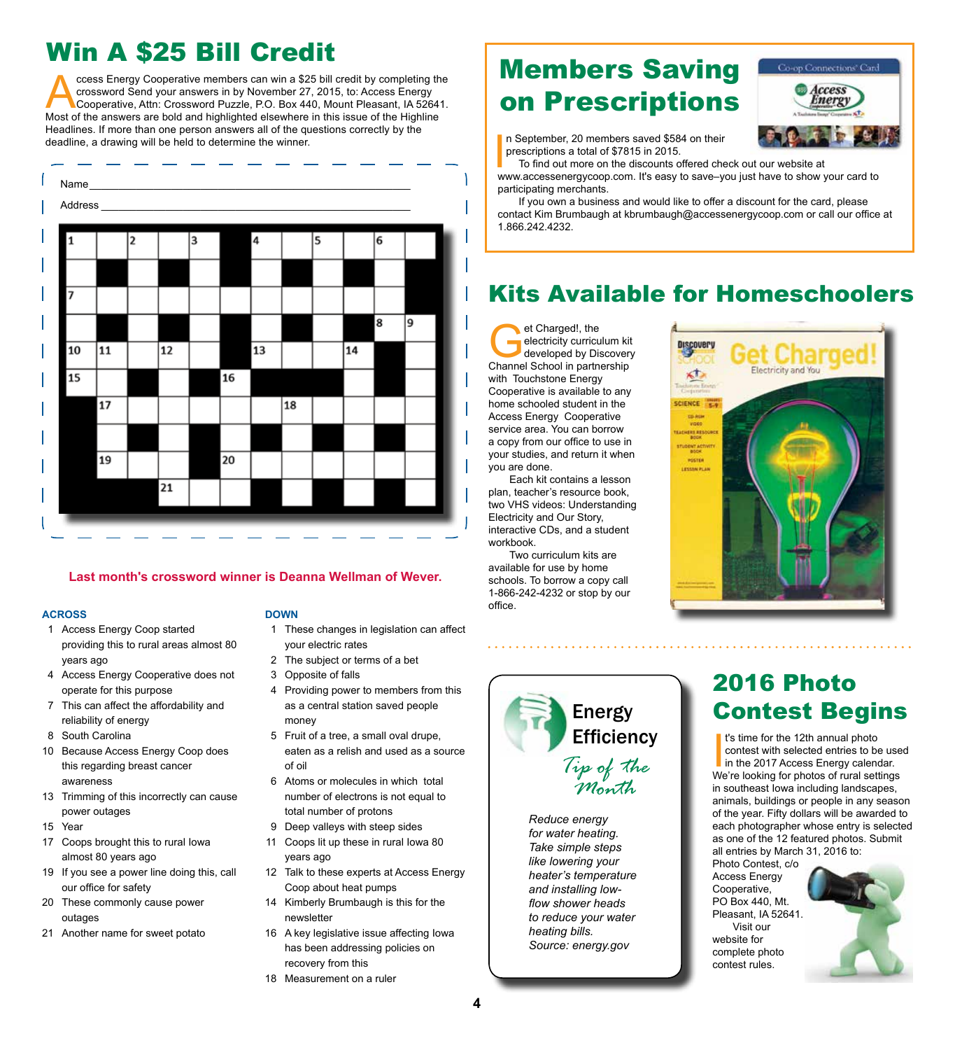# Win A $25 Bill Credit

Access Energy Cooperative members can win a $25 bill credit by completing the crossword Send your answers in by November 27, 2015, to: Access Energy Cooperative, Attn: Crossword Puzzle, P.O. Box 440, Mount Pleasant, IA 52641. Most of the answers are bold and highlighted elsewhere in this issue of the Highline Headlines. If more than one person answers all of the questions correctly by the deadline, a drawing will be held to determine the winner.

Name ____________________

Address ____________________

**Last month's crossword winner is Deanna Wellman of Wever.**

### ACROSS

1. Access Energy Coop started providing this to rural areas almost 80 years ago
4. Access Energy Cooperative does not operate for this purpose
7. This can affect the affordability and reliability of energy
8. South Carolina
10. Because Access Energy Coop does this regarding breast cancer awareness
13. Trimming of this incorrectly can cause power outages
15. Year
17. Coops brought this to rural Iowa almost 80 years ago
19. If you see a power line doing this, call our office for safety
20. These commonly cause power outages
21. Another name for sweet potato

### DOWN

1. These changes in legislation can affect your electric rates
2. The subject or terms of a bet
3. Opposite of falls
4. Providing power to members from this as a central station saved people money
5. Fruit of a tree, a small oval drupe, eaten as a relish and used as a source of oil
6. Atoms or molecules in which total number of electrons is not equal to total number of protons
9. Deep valleys with steep sides
11. Coops lit up these in rural Iowa 80 years ago
12. Talk to these experts at Access Energy Coop about heat pumps
14. Kimberly Brumbaugh is this for the newsletter
16. A key legislative issue affecting Iowa has been addressing policies on recovery from this
18. Measurement on a ruler

# Members Saving on Prescriptions

In September, 20 members saved $584 on their prescriptions a total of $7815 in 2015.

To find out more on the discounts offered check out our website at www.accessenergycoop.com. It's easy to save–you just have to show your card to participating merchants.

If you own a business and would like to offer a discount for the card, please contact Kim Brumbaugh at kbrumbaugh@accessenergycoop.com or call our office at 1.866.242.4232.

# Kits Available for Homeschoolers

Get Charged!, the electricity curriculum kit developed by Discovery Channel School in partnership with Touchstone Energy Cooperative is available to any home schooled student in the Access Energy Cooperative service area. You can borrow a copy from our office to use in your studies, and return it when you are done.

Each kit contains a lesson plan, teacher's resource book, two VHS videos: Understanding Electricity and Our Story, interactive CDs, and a student workbook.

Two curriculum kits are available for use by home schools. To borrow a copy call 1-866-242-4232 or stop by our office.

## Energy Efficiency Tip of the Month

*Reduce energy for water heating. Take simple steps like lowering your heater's temperature and installing low-flow shower heads to reduce your water heating bills. Source: energy.gov*

# 2016 Photo Contest Begins

It's time for the 12th annual photo contest with selected entries to be used in the 2017 Access Energy calendar. We're looking for photos of rural settings in southeast Iowa including landscapes, animals, buildings or people in any season of the year. Fifty dollars will be awarded to each photographer whose entry is selected as one of the 12 featured photos. Submit all entries by March 31, 2016 to: Photo Contest, c/o Access Energy Cooperative, PO Box 440, Mt. Pleasant, IA 52641.

Visit our website for complete photo contest rules.